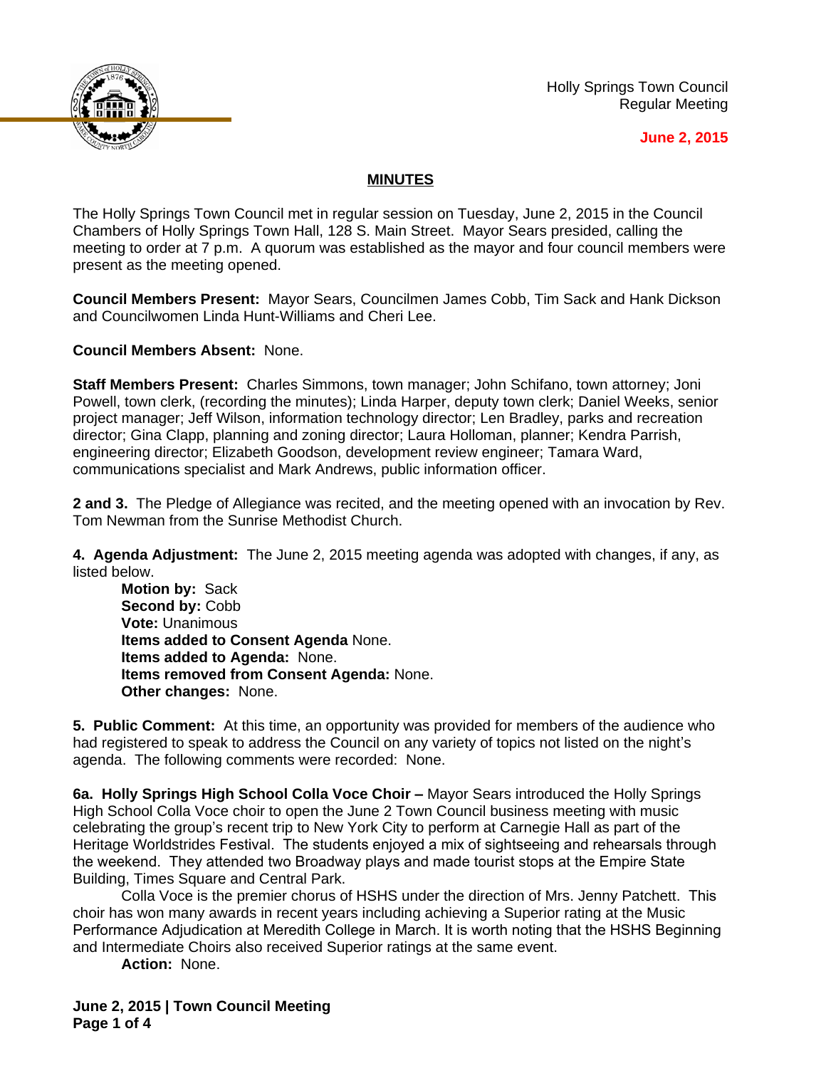Holly Springs Town Council
Regular Meeting

**June 2, 2015**

## MINUTES

The Holly Springs Town Council met in regular session on Tuesday, June 2, 2015 in the Council Chambers of Holly Springs Town Hall, 128 S. Main Street. Mayor Sears presided, calling the meeting to order at 7 p.m. A quorum was established as the mayor and four council members were present as the meeting opened.

**Council Members Present:** Mayor Sears, Councilmen James Cobb, Tim Sack and Hank Dickson and Councilwomen Linda Hunt-Williams and Cheri Lee.

**Council Members Absent:** None.

**Staff Members Present:** Charles Simmons, town manager; John Schifano, town attorney; Joni Powell, town clerk, (recording the minutes); Linda Harper, deputy town clerk; Daniel Weeks, senior project manager; Jeff Wilson, information technology director; Len Bradley, parks and recreation director; Gina Clapp, planning and zoning director; Laura Holloman, planner; Kendra Parrish, engineering director; Elizabeth Goodson, development review engineer; Tamara Ward, communications specialist and Mark Andrews, public information officer.

**2 and 3.** The Pledge of Allegiance was recited, and the meeting opened with an invocation by Rev. Tom Newman from the Sunrise Methodist Church.

**4. Agenda Adjustment:** The June 2, 2015 meeting agenda was adopted with changes, if any, as listed below.

> **Motion by:** Sack
> **Second by:** Cobb
> **Vote:** Unanimous
> **Items added to Consent Agenda** None.
> **Items added to Agenda:** None.
> **Items removed from Consent Agenda:** None.
> **Other changes:** None.

**5. Public Comment:** At this time, an opportunity was provided for members of the audience who had registered to speak to address the Council on any variety of topics not listed on the night's agenda. The following comments were recorded: None.

**6a. Holly Springs High School Colla Voce Choir –** Mayor Sears introduced the Holly Springs High School Colla Voce choir to open the June 2 Town Council business meeting with music celebrating the group's recent trip to New York City to perform at Carnegie Hall as part of the Heritage Worldstrides Festival. The students enjoyed a mix of sightseeing and rehearsals through the weekend. They attended two Broadway plays and made tourist stops at the Empire State Building, Times Square and Central Park.

Colla Voce is the premier chorus of HSHS under the direction of Mrs. Jenny Patchett. This choir has won many awards in recent years including achieving a Superior rating at the Music Performance Adjudication at Meredith College in March. It is worth noting that the HSHS Beginning and Intermediate Choirs also received Superior ratings at the same event.

> **Action:** None.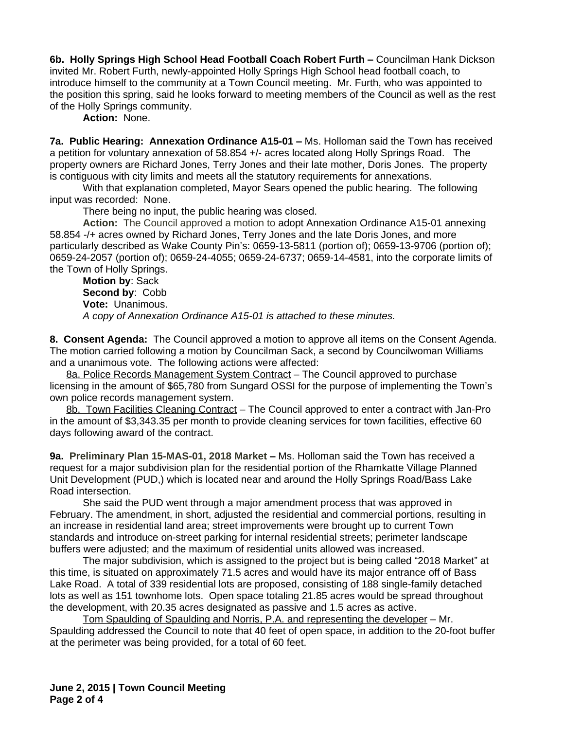**6b. Holly Springs High School Head Football Coach Robert Furth –** Councilman Hank Dickson invited Mr. Robert Furth, newly-appointed Holly Springs High School head football coach, to introduce himself to the community at a Town Council meeting. Mr. Furth, who was appointed to the position this spring, said he looks forward to meeting members of the Council as well as the rest of the Holly Springs community.

**Action:** None.

**7a. Public Hearing: Annexation Ordinance A15-01 –** Ms. Holloman said the Town has received a petition for voluntary annexation of 58.854 +/- acres located along Holly Springs Road. The property owners are Richard Jones, Terry Jones and their late mother, Doris Jones. The property is contiguous with city limits and meets all the statutory requirements for annexations.

With that explanation completed, Mayor Sears opened the public hearing. The following input was recorded: None.

There being no input, the public hearing was closed.

**Action:** The Council approved a motion to adopt Annexation Ordinance A15-01 annexing 58.854 -/+ acres owned by Richard Jones, Terry Jones and the late Doris Jones, and more particularly described as Wake County Pin's: 0659-13-5811 (portion of); 0659-13-9706 (portion of); 0659-24-2057 (portion of); 0659-24-4055; 0659-24-6737; 0659-14-4581, into the corporate limits of the Town of Holly Springs.

**Motion by**: Sack
**Second by**: Cobb
**Vote:** Unanimous.
*A copy of Annexation Ordinance A15-01 is attached to these minutes.*

**8. Consent Agenda:** The Council approved a motion to approve all items on the Consent Agenda. The motion carried following a motion by Councilman Sack, a second by Councilwoman Williams and a unanimous vote. The following actions were affected:

8a. Police Records Management System Contract – The Council approved to purchase licensing in the amount of $65,780 from Sungard OSSI for the purpose of implementing the Town's own police records management system.

8b. Town Facilities Cleaning Contract – The Council approved to enter a contract with Jan-Pro in the amount of $3,343.35 per month to provide cleaning services for town facilities, effective 60 days following award of the contract.

**9a. Preliminary Plan 15-MAS-01, 2018 Market –** Ms. Holloman said the Town has received a request for a major subdivision plan for the residential portion of the Rhamkatte Village Planned Unit Development (PUD,) which is located near and around the Holly Springs Road/Bass Lake Road intersection.

She said the PUD went through a major amendment process that was approved in February. The amendment, in short, adjusted the residential and commercial portions, resulting in an increase in residential land area; street improvements were brought up to current Town standards and introduce on-street parking for internal residential streets; perimeter landscape buffers were adjusted; and the maximum of residential units allowed was increased.

The major subdivision, which is assigned to the project but is being called "2018 Market" at this time, is situated on approximately 71.5 acres and would have its major entrance off of Bass Lake Road. A total of 339 residential lots are proposed, consisting of 188 single-family detached lots as well as 151 townhome lots. Open space totaling 21.85 acres would be spread throughout the development, with 20.35 acres designated as passive and 1.5 acres as active.

Tom Spaulding of Spaulding and Norris, P.A. and representing the developer – Mr. Spaulding addressed the Council to note that 40 feet of open space, in addition to the 20-foot buffer at the perimeter was being provided, for a total of 60 feet.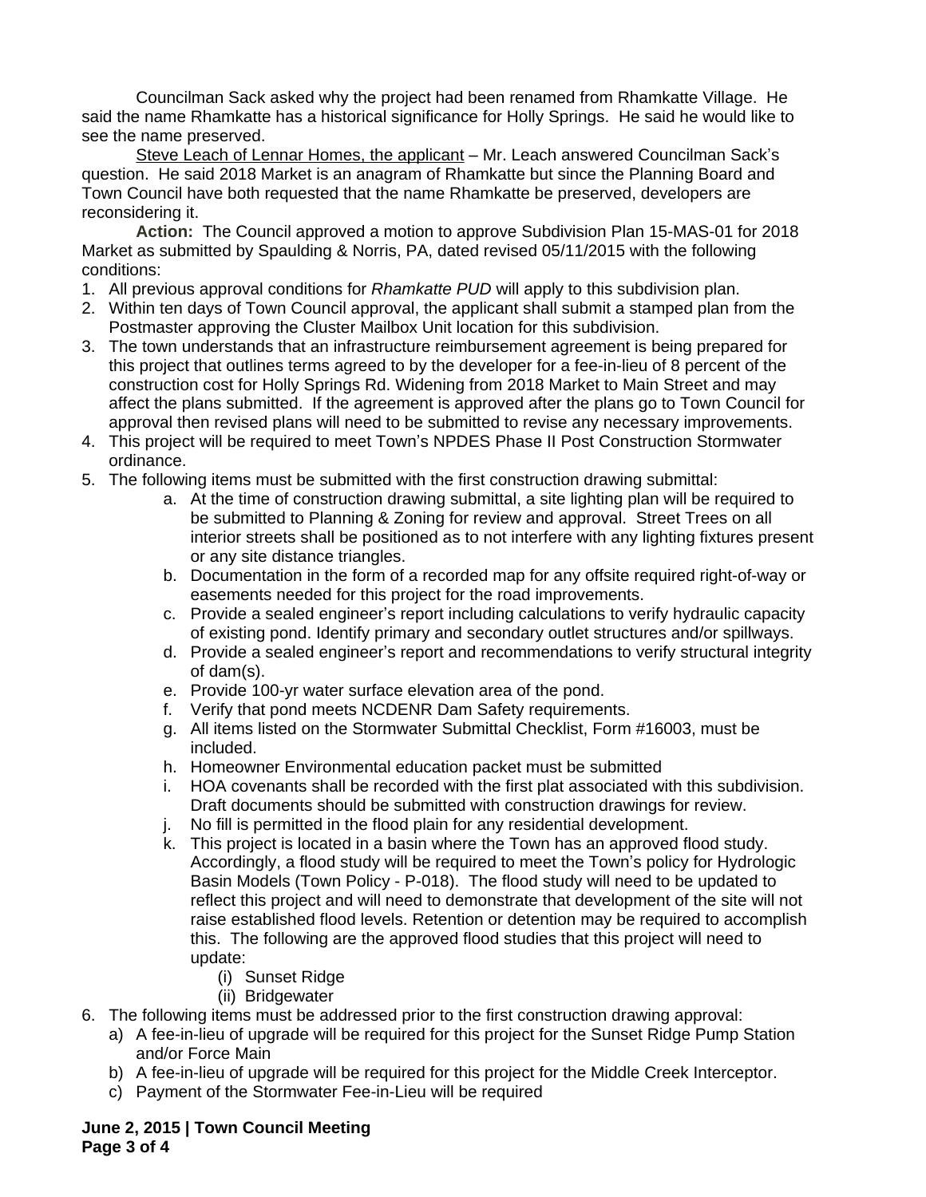Councilman Sack asked why the project had been renamed from Rhamkatte Village. He said the name Rhamkatte has a historical significance for Holly Springs. He said he would like to see the name preserved.

Steve Leach of Lennar Homes, the applicant – Mr. Leach answered Councilman Sack's question. He said 2018 Market is an anagram of Rhamkatte but since the Planning Board and Town Council have both requested that the name Rhamkatte be preserved, developers are reconsidering it.

**Action:** The Council approved a motion to approve Subdivision Plan 15-MAS-01 for 2018 Market as submitted by Spaulding & Norris, PA, dated revised 05/11/2015 with the following conditions:

1. All previous approval conditions for *Rhamkatte PUD* will apply to this subdivision plan.
2. Within ten days of Town Council approval, the applicant shall submit a stamped plan from the Postmaster approving the Cluster Mailbox Unit location for this subdivision.
3. The town understands that an infrastructure reimbursement agreement is being prepared for this project that outlines terms agreed to by the developer for a fee-in-lieu of 8 percent of the construction cost for Holly Springs Rd. Widening from 2018 Market to Main Street and may affect the plans submitted. If the agreement is approved after the plans go to Town Council for approval then revised plans will need to be submitted to revise any necessary improvements.
4. This project will be required to meet Town's NPDES Phase II Post Construction Stormwater ordinance.
5. The following items must be submitted with the first construction drawing submittal:
    a. At the time of construction drawing submittal, a site lighting plan will be required to be submitted to Planning & Zoning for review and approval. Street Trees on all interior streets shall be positioned as to not interfere with any lighting fixtures present or any site distance triangles.
    b. Documentation in the form of a recorded map for any offsite required right-of-way or easements needed for this project for the road improvements.
    c. Provide a sealed engineer's report including calculations to verify hydraulic capacity of existing pond. Identify primary and secondary outlet structures and/or spillways.
    d. Provide a sealed engineer's report and recommendations to verify structural integrity of dam(s).
    e. Provide 100-yr water surface elevation area of the pond.
    f. Verify that pond meets NCDENR Dam Safety requirements.
    g. All items listed on the Stormwater Submittal Checklist, Form #16003, must be included.
    h. Homeowner Environmental education packet must be submitted
    i. HOA covenants shall be recorded with the first plat associated with this subdivision. Draft documents should be submitted with construction drawings for review.
    j. No fill is permitted in the flood plain for any residential development.
    k. This project is located in a basin where the Town has an approved flood study. Accordingly, a flood study will be required to meet the Town's policy for Hydrologic Basin Models (Town Policy - P-018). The flood study will need to be updated to reflect this project and will need to demonstrate that development of the site will not raise established flood levels. Retention or detention may be required to accomplish this. The following are the approved flood studies that this project will need to update:
        (i) Sunset Ridge
        (ii) Bridgewater
6. The following items must be addressed prior to the first construction drawing approval:
    a) A fee-in-lieu of upgrade will be required for this project for the Sunset Ridge Pump Station and/or Force Main
    b) A fee-in-lieu of upgrade will be required for this project for the Middle Creek Interceptor.
    c) Payment of the Stormwater Fee-in-Lieu will be required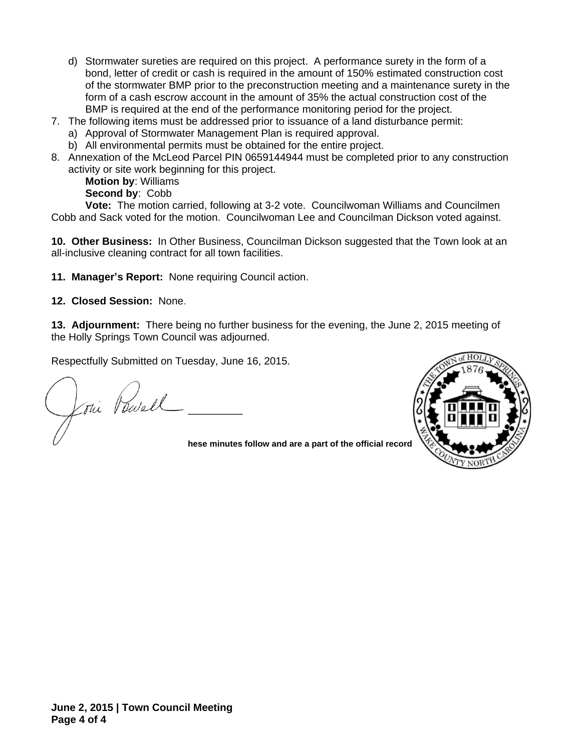d) Stormwater sureties are required on this project. A performance surety in the form of a bond, letter of credit or cash is required in the amount of 150% estimated construction cost of the stormwater BMP prior to the preconstruction meeting and a maintenance surety in the form of a cash escrow account in the amount of 35% the actual construction cost of the BMP is required at the end of the performance monitoring period for the project.

7. The following items must be addressed prior to issuance of a land disturbance permit:
   a) Approval of Stormwater Management Plan is required approval.
   b) All environmental permits must be obtained for the entire project.
8. Annexation of the McLeod Parcel PIN 0659144944 must be completed prior to any construction activity or site work beginning for this project.

**Motion by**: Williams

**Second by**: Cobb

**Vote:** The motion carried, following at 3-2 vote. Councilwoman Williams and Councilmen Cobb and Sack voted for the motion. Councilwoman Lee and Councilman Dickson voted against.

**10. Other Business:** In Other Business, Councilman Dickson suggested that the Town look at an all-inclusive cleaning contract for all town facilities.

**11. Manager's Report:** None requiring Council action.

**12. Closed Session:** None.

**13. Adjournment:** There being no further business for the evening, the June 2, 2015 meeting of the Holly Springs Town Council was adjourned.

Respectfully Submitted on Tuesday, June 16, 2015.

Joni Powell ________

**hese minutes follow and are a part of the official record**